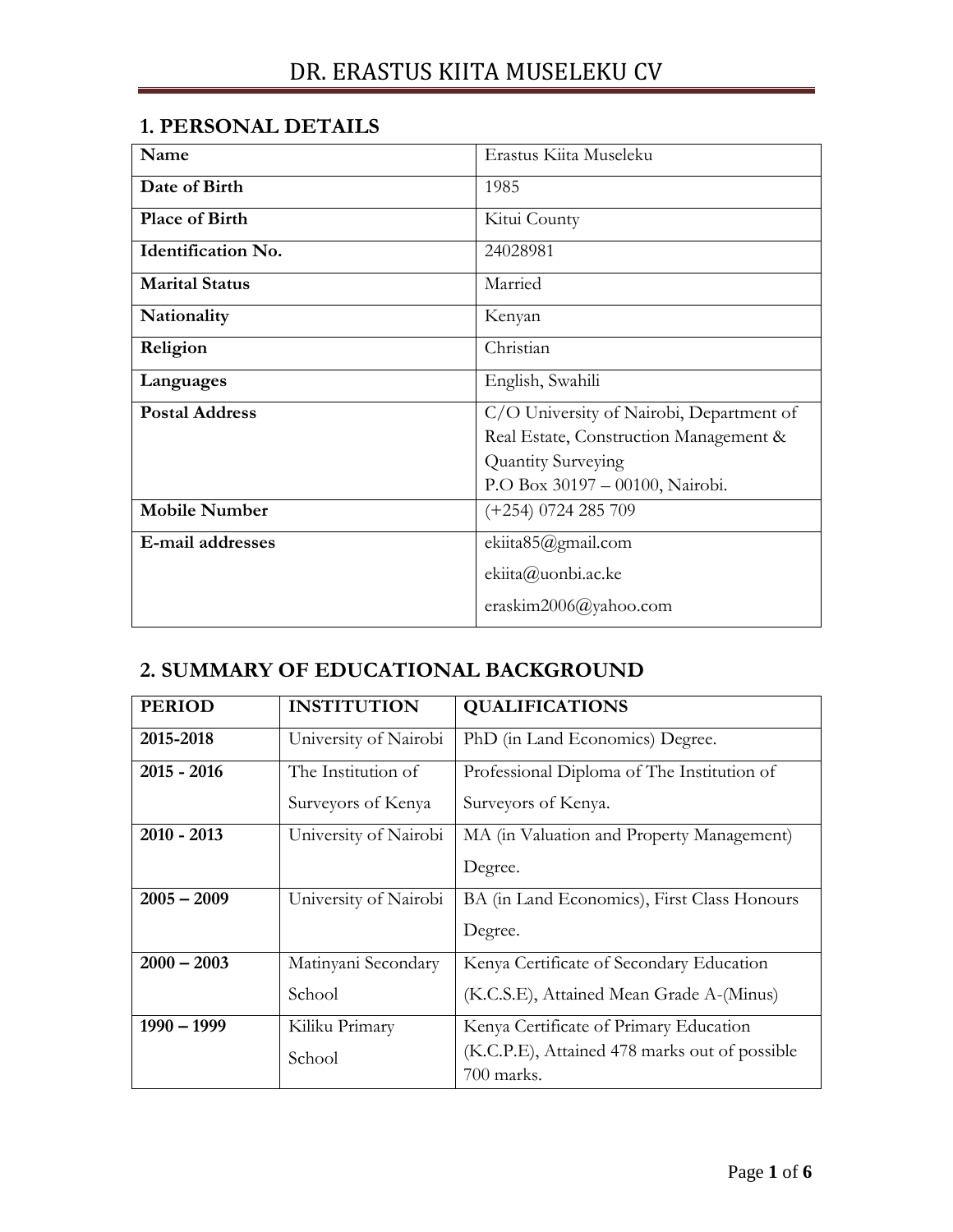# DR. ERASTUS KIITA MUSELEKU CV

## 1. PERSONAL DETAILS

| **Name** | Erastus Kiita Museleku |
|---|---|
| **Date of Birth** | 1985 |
| **Place of Birth** | Kitui County |
| **Identification No.** | 24028981 |
| **Marital Status** | Married |
| **Nationality** | Kenyan |
| **Religion** | Christian |
| **Languages** | English, Swahili |
| **Postal Address** | C/O University of Nairobi, Department of Real Estate, Construction Management & Quantity Surveying<br>P.O Box 30197 – 00100, Nairobi. |
| **Mobile Number** | (+254) 0724 285 709 |
| **E-mail addresses** | ekiita85@gmail.com<br>ekiita@uonbi.ac.ke<br>eraskim2006@yahoo.com |

## 2. SUMMARY OF EDUCATIONAL BACKGROUND

| PERIOD | INSTITUTION | QUALIFICATIONS |
|---|---|---|
| **2015-2018** | University of Nairobi | PhD (in Land Economics) Degree. |
| **2015 - 2016** | The Institution of Surveyors of Kenya | Professional Diploma of The Institution of Surveyors of Kenya. |
| **2010 - 2013** | University of Nairobi | MA (in Valuation and Property Management) Degree. |
| **2005 – 2009** | University of Nairobi | BA (in Land Economics), First Class Honours Degree. |
| **2000 – 2003** | Matinyani Secondary School | Kenya Certificate of Secondary Education (K.C.S.E), Attained Mean Grade A-(Minus) |
| **1990 – 1999** | Kiliku Primary School | Kenya Certificate of Primary Education (K.C.P.E), Attained 478 marks out of possible 700 marks. |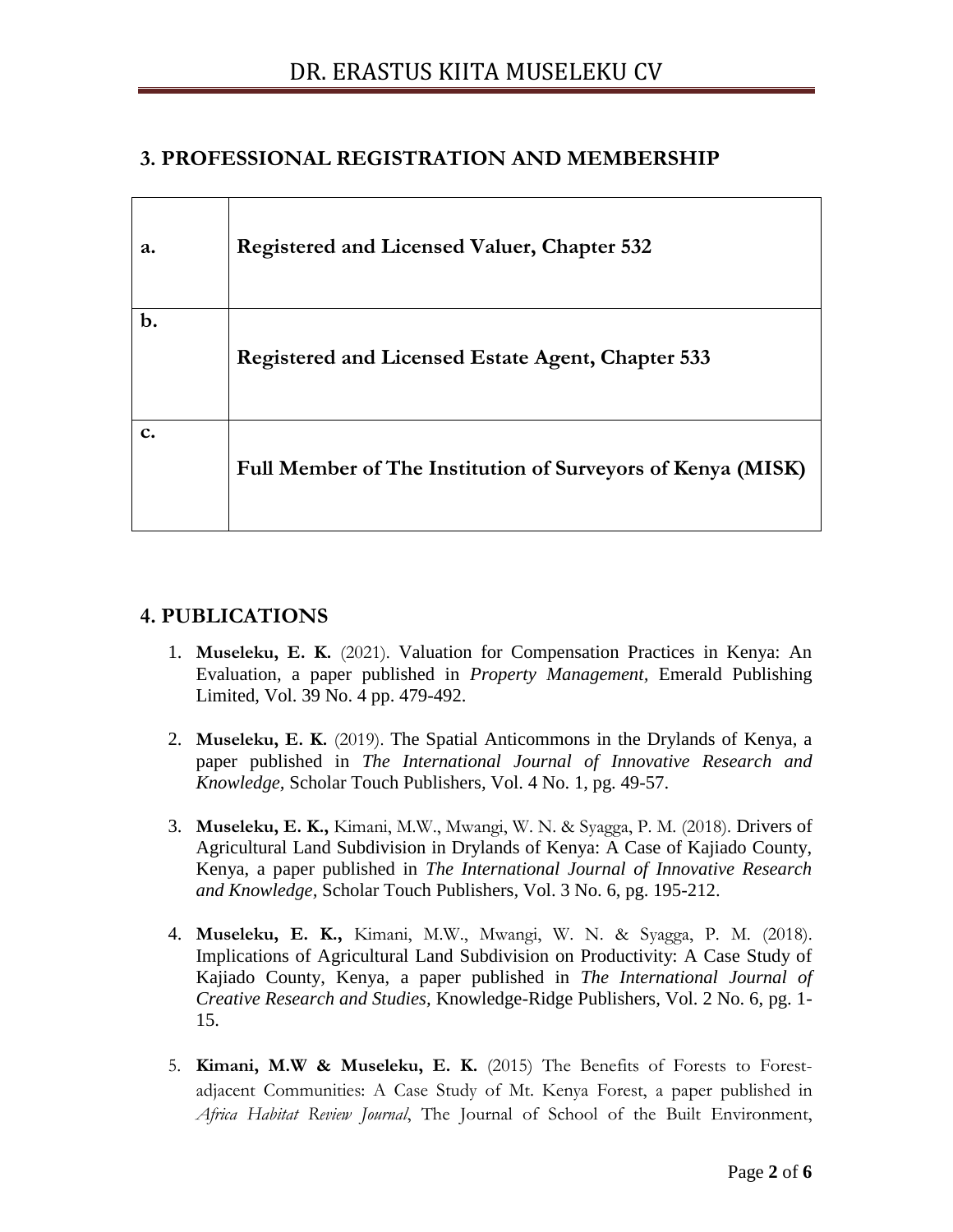## 3. PROFESSIONAL REGISTRATION AND MEMBERSHIP

| | |
|---|---|
| a. | **Registered and Licensed Valuer, Chapter 532** |
| b. | **Registered and Licensed Estate Agent, Chapter 533** |
| c. | **Full Member of The Institution of Surveyors of Kenya (MISK)** |

## 4. PUBLICATIONS

1. **Museleku, E. K.** (2021). Valuation for Compensation Practices in Kenya: An Evaluation, a paper published in *Property Management*, Emerald Publishing Limited, Vol. 39 No. 4 pp. 479-492.

2. **Museleku, E. K.** (2019). The Spatial Anticommons in the Drylands of Kenya, a paper published in *The International Journal of Innovative Research and Knowledge,* Scholar Touch Publishers, Vol. 4 No. 1, pg. 49-57.

3. **Museleku, E. K.,** Kimani, M.W., Mwangi, W. N. & Syagga, P. M. (2018). Drivers of Agricultural Land Subdivision in Drylands of Kenya: A Case of Kajiado County, Kenya, a paper published in *The International Journal of Innovative Research and Knowledge*, Scholar Touch Publishers, Vol. 3 No. 6, pg. 195-212.

4. **Museleku, E. K.,** Kimani, M.W., Mwangi, W. N. & Syagga, P. M. (2018). Implications of Agricultural Land Subdivision on Productivity: A Case Study of Kajiado County, Kenya, a paper published in *The International Journal of Creative Research and Studies,* Knowledge-Ridge Publishers, Vol. 2 No. 6, pg. 1-15.

5. **Kimani, M.W & Museleku, E. K.** (2015) The Benefits of Forests to Forest-adjacent Communities: A Case Study of Mt. Kenya Forest, a paper published in *Africa Habitat Review Journal*, The Journal of School of the Built Environment,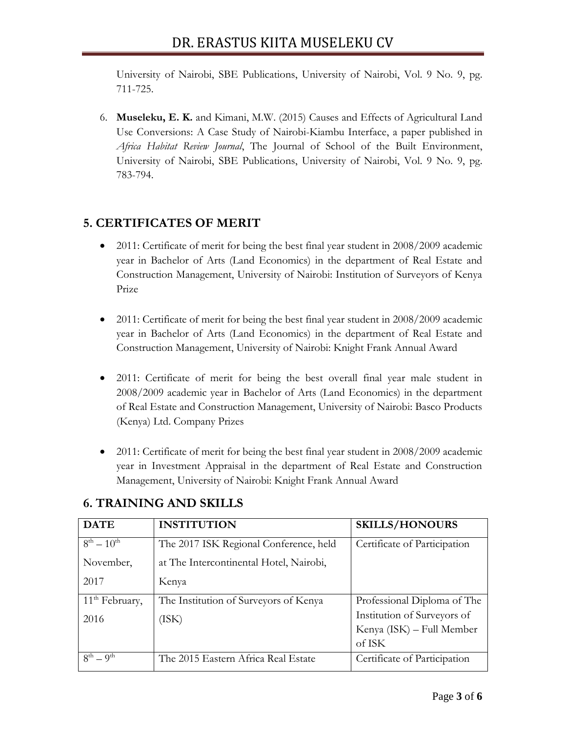University of Nairobi, SBE Publications, University of Nairobi, Vol. 9 No. 9, pg. 711-725.

6. **Museleku, E. K.** and Kimani, M.W. (2015) Causes and Effects of Agricultural Land Use Conversions: A Case Study of Nairobi-Kiambu Interface, a paper published in *Africa Habitat Review Journal*, The Journal of School of the Built Environment, University of Nairobi, SBE Publications, University of Nairobi, Vol. 9 No. 9, pg. 783-794.

## 5. CERTIFICATES OF MERIT

- 2011: Certificate of merit for being the best final year student in 2008/2009 academic year in Bachelor of Arts (Land Economics) in the department of Real Estate and Construction Management, University of Nairobi: Institution of Surveyors of Kenya Prize

- 2011: Certificate of merit for being the best final year student in 2008/2009 academic year in Bachelor of Arts (Land Economics) in the department of Real Estate and Construction Management, University of Nairobi: Knight Frank Annual Award

- 2011: Certificate of merit for being the best overall final year male student in 2008/2009 academic year in Bachelor of Arts (Land Economics) in the department of Real Estate and Construction Management, University of Nairobi: Basco Products (Kenya) Ltd. Company Prizes

- 2011: Certificate of merit for being the best final year student in 2008/2009 academic year in Investment Appraisal in the department of Real Estate and Construction Management, University of Nairobi: Knight Frank Annual Award

## 6. TRAINING AND SKILLS

| DATE | INSTITUTION | SKILLS/HONOURS |
|---|---|---|
| 8th – 10th November, 2017 | The 2017 ISK Regional Conference, held at The Intercontinental Hotel, Nairobi, Kenya | Certificate of Participation |
| 11th February, 2016 | The Institution of Surveyors of Kenya (ISK) | Professional Diploma of The Institution of Surveyors of Kenya (ISK) – Full Member of ISK |
| 8th – 9th | The 2015 Eastern Africa Real Estate | Certificate of Participation |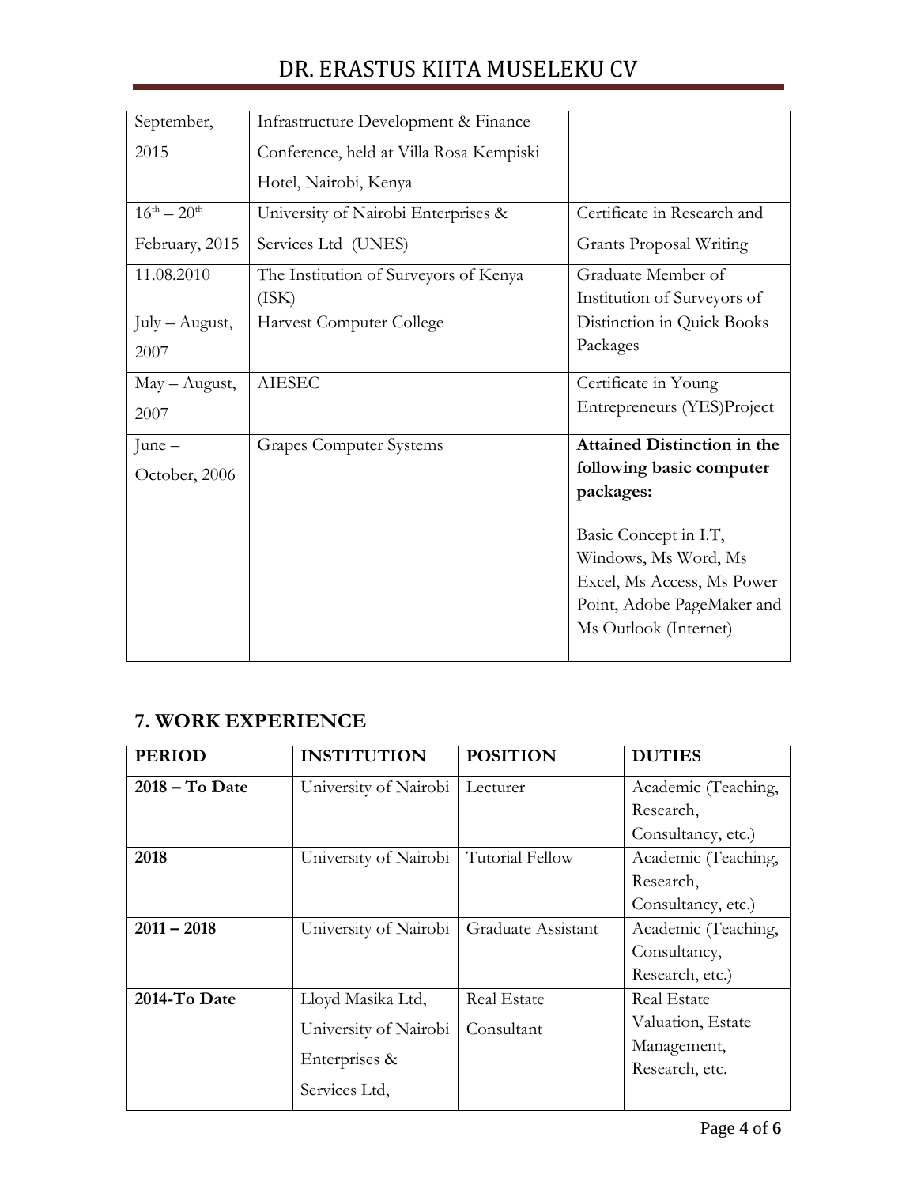| | | |
|---|---|---|
| September, 2015 | Infrastructure Development & Finance Conference, held at Villa Rosa Kempiski Hotel, Nairobi, Kenya | |
| $16^{th}$ – $20^{th}$ February, 2015 | University of Nairobi Enterprises & Services Ltd (UNES) | Certificate in Research and Grants Proposal Writing |
| 11.08.2010 | The Institution of Surveyors of Kenya (ISK) | Graduate Member of Institution of Surveyors of |
| July – August, 2007 | Harvest Computer College | Distinction in Quick Books Packages |
| May – August, 2007 | AIESEC | Certificate in Young Entrepreneurs (YES)Project |
| June – October, 2006 | Grapes Computer Systems | **Attained Distinction in the following basic computer packages:** Basic Concept in I.T, Windows, Ms Word, Ms Excel, Ms Access, Ms Power Point, Adobe PageMaker and Ms Outlook (Internet) |

## 7. WORK EXPERIENCE

| PERIOD | INSTITUTION | POSITION | DUTIES |
|---|---|---|---|
| **2018 – To Date** | University of Nairobi | Lecturer | Academic (Teaching, Research, Consultancy, etc.) |
| **2018** | University of Nairobi | Tutorial Fellow | Academic (Teaching, Research, Consultancy, etc.) |
| **2011 – 2018** | University of Nairobi | Graduate Assistant | Academic (Teaching, Consultancy, Research, etc.) |
| **2014-To Date** | Lloyd Masika Ltd, University of Nairobi Enterprises & Services Ltd, | Real Estate Consultant | Real Estate Valuation, Estate Management, Research, etc. |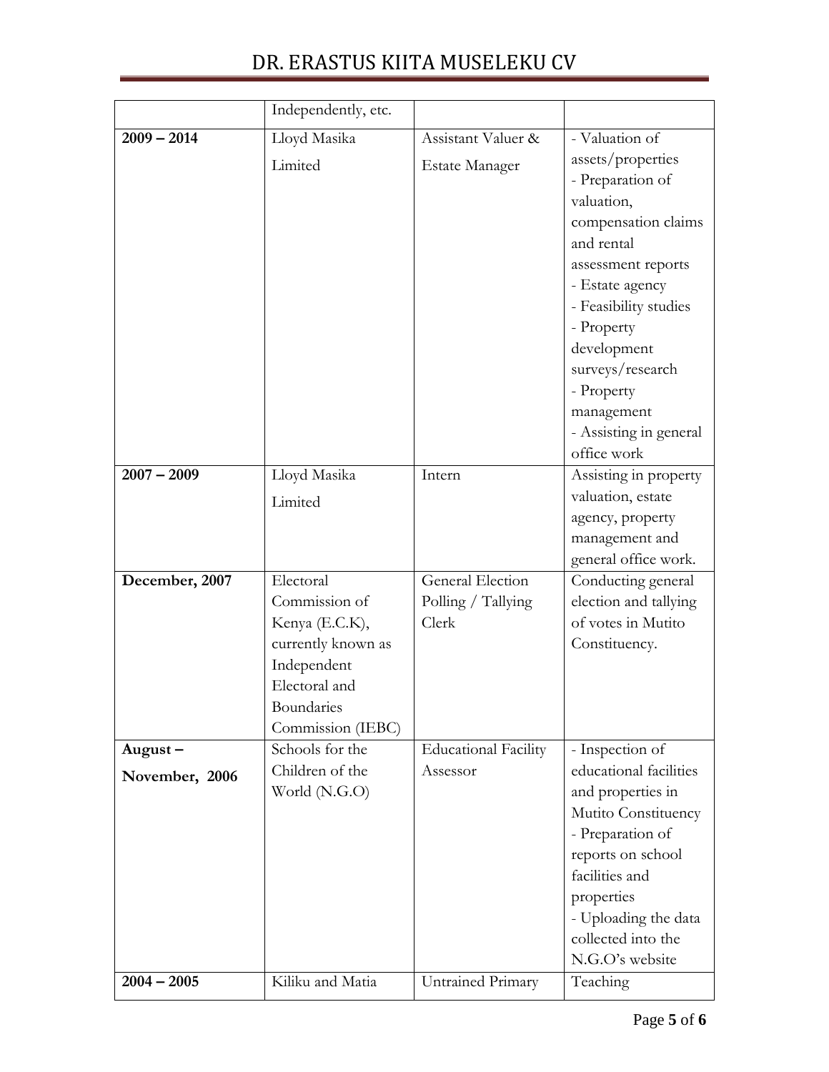| | | | |
|---|---|---|---|
| | Independently, etc. | | |
| **2009 – 2014** | Lloyd Masika Limited | Assistant Valuer & Estate Manager | - Valuation of assets/properties<br>- Preparation of valuation, compensation claims and rental assessment reports<br>- Estate agency<br>- Feasibility studies<br>- Property development surveys/research<br>- Property management<br>- Assisting in general office work |
| **2007 – 2009** | Lloyd Masika Limited | Intern | Assisting in property valuation, estate agency, property management and general office work. |
| **December, 2007** | Electoral Commission of Kenya (E.C.K), currently known as Independent Electoral and Boundaries Commission (IEBC) | General Election Polling / Tallying Clerk | Conducting general election and tallying of votes in Mutito Constituency. |
| **August – November, 2006** | Schools for the Children of the World (N.G.O) | Educational Facility Assessor | - Inspection of educational facilities and properties in Mutito Constituency<br>- Preparation of reports on school facilities and properties<br>- Uploading the data collected into the N.G.O's website |
| **2004 – 2005** | Kiliku and Matia | Untrained Primary | Teaching |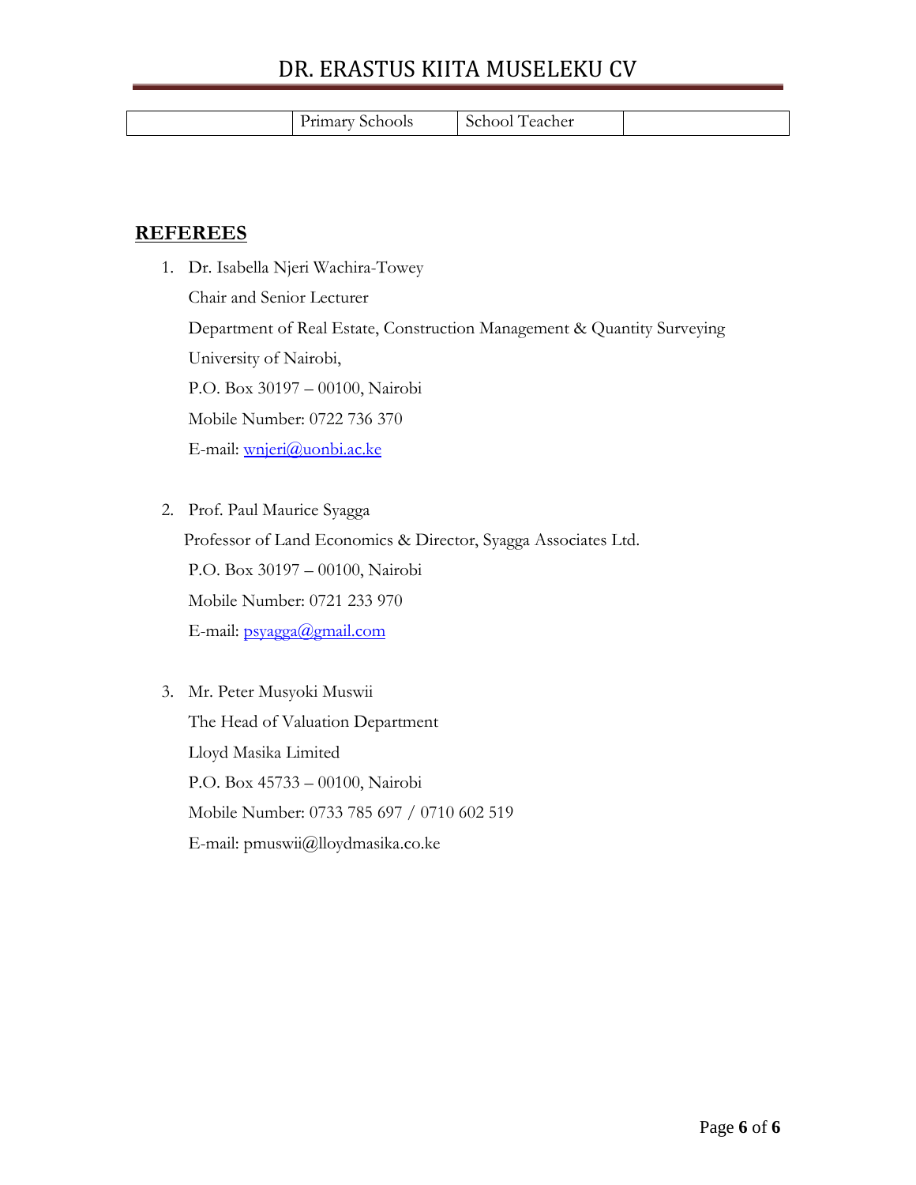| | | | |
|---|---|---|---|
| | Primary Schools | School Teacher | |

## REFEREES

1. Dr. Isabella Njeri Wachira-Towey
   Chair and Senior Lecturer
   Department of Real Estate, Construction Management & Quantity Surveying
   University of Nairobi,
   P.O. Box 30197 – 00100, Nairobi
   Mobile Number: 0722 736 370
   E-mail: wnjeri@uonbi.ac.ke

2. Prof. Paul Maurice Syagga
   Professor of Land Economics & Director, Syagga Associates Ltd.
   P.O. Box 30197 – 00100, Nairobi
   Mobile Number: 0721 233 970
   E-mail: psyagga@gmail.com

3. Mr. Peter Musyoki Muswii
   The Head of Valuation Department
   Lloyd Masika Limited
   P.O. Box 45733 – 00100, Nairobi
   Mobile Number: 0733 785 697 / 0710 602 519
   E-mail: pmuswii@lloydmasika.co.ke